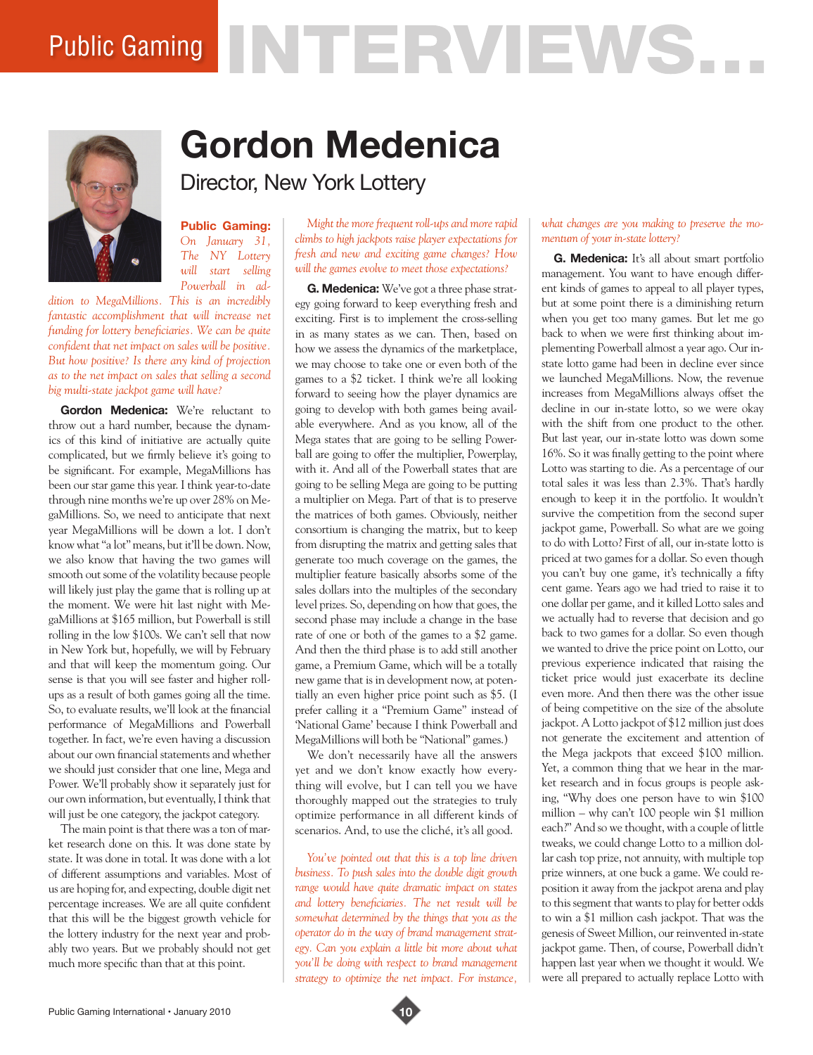# Public Gaming INTERVIEWS...

## Gordon Medenica

### Director, New York Lottery

**Public Gaming:** *On January 31, The NY Lottery will start selling Powerball in addition to MegaMillions. This is an incredibly fantastic accomplishment that will increase net funding for lottery beneficiaries. We can be quite confident that net impact on sales will be positive. But how positive? Is there any kind of projection as to the net impact on sales that selling a second big multi-state jackpot game will have?*

**Gordon Medenica:** We're reluctant to throw out a hard number, because the dynamics of this kind of initiative are actually quite complicated, but we firmly believe it's going to be significant. For example, MegaMillions has been our star game this year. I think year-to-date through nine months we're up over 28% on MegaMillions. So, we need to anticipate that next year MegaMillions will be down a lot. I don't know what "a lot" means, but it'll be down. Now, we also know that having the two games will smooth out some of the volatility because people will likely just play the game that is rolling up at the moment. We were hit last night with MegaMillions at $165 million, but Powerball is still rolling in the low $100s. We can't sell that now in New York but, hopefully, we will by February and that will keep the momentum going. Our sense is that you will see faster and higher roll-ups as a result of both games going all the time. So, to evaluate results, we'll look at the financial performance of MegaMillions and Powerball together. In fact, we're even having a discussion about our own financial statements and whether we should just consider that one line, Mega and Power. We'll probably show it separately just for our own information, but eventually, I think that will just be one category, the jackpot category.

The main point is that there was a ton of market research done on this. It was done state by state. It was done in total. It was done with a lot of different assumptions and variables. Most of us are hoping for, and expecting, double digit net percentage increases. We are all quite confident that this will be the biggest growth vehicle for the lottery industry for the next year and probably two years. But we probably should not get much more specific than that at this point.

*Might the more frequent roll-ups and more rapid climbs to high jackpots raise player expectations for fresh and new and exciting game changes? How will the games evolve to meet those expectations?*

**G. Medenica:** We've got a three phase strategy going forward to keep everything fresh and exciting. First is to implement the cross-selling in as many states as we can. Then, based on how we assess the dynamics of the marketplace, we may choose to take one or even both of the games to a $2 ticket. I think we're all looking forward to seeing how the player dynamics are going to develop with both games being available everywhere. And as you know, all of the Mega states that are going to be selling Powerball are going to offer the multiplier, Powerplay, with it. And all of the Powerball states that are going to be selling Mega are going to be putting a multiplier on Mega. Part of that is to preserve the matrices of both games. Obviously, neither consortium is changing the matrix, but to keep from disrupting the matrix and getting sales that generate too much coverage on the games, the multiplier feature basically absorbs some of the sales dollars into the multiples of the secondary level prizes. So, depending on how that goes, the second phase may include a change in the base rate of one or both of the games to a $2 game. And then the third phase is to add still another game, a Premium Game, which will be a totally new game that is in development now, at potentially an even higher price point such as $5. (I prefer calling it a "Premium Game" instead of 'National Game' because I think Powerball and MegaMillions will both be "National" games.)

We don't necessarily have all the answers yet and we don't know exactly how everything will evolve, but I can tell you we have thoroughly mapped out the strategies to truly optimize performance in all different kinds of scenarios. And, to use the cliché, it's all good.

*You've pointed out that this is a top line driven business. To push sales into the double digit growth range would have quite dramatic impact on states and lottery beneficiaries. The net result will be somewhat determined by the things that you as the operator do in the way of brand management strategy. Can you explain a little bit more about what you'll be doing with respect to brand management strategy to optimize the net impact. For instance, what changes are you making to preserve the momentum of your in-state lottery?*

**G. Medenica:** It's all about smart portfolio management. You want to have enough different kinds of games to appeal to all player types, but at some point there is a diminishing return when you get too many games. But let me go back to when we were first thinking about implementing Powerball almost a year ago. Our in-state lotto game had been in decline ever since we launched MegaMillions. Now, the revenue increases from MegaMillions always offset the decline in our in-state lotto, so we were okay with the shift from one product to the other. But last year, our in-state lotto was down some 16%. So it was finally getting to the point where Lotto was starting to die. As a percentage of our total sales it was less than 2.3%. That's hardly enough to keep it in the portfolio. It wouldn't survive the competition from the second super jackpot game, Powerball. So what are we going to do with Lotto? First of all, our in-state lotto is priced at two games for a dollar. So even though you can't buy one game, it's technically a fifty cent game. Years ago we had tried to raise it to one dollar per game, and it killed Lotto sales and we actually had to reverse that decision and go back to two games for a dollar. So even though we wanted to drive the price point on Lotto, our previous experience indicated that raising the ticket price would just exacerbate its decline even more. And then there was the other issue of being competitive on the size of the absolute jackpot. A Lotto jackpot of $12 million just does not generate the excitement and attention of the Mega jackpots that exceed $100 million. Yet, a common thing that we hear in the market research and in focus groups is people asking, "Why does one person have to win $100 million – why can't 100 people win $1 million each?" And so we thought, with a couple of little tweaks, we could change Lotto to a million dollar cash top prize, not annuity, with multiple top prize winners, at one buck a game. We could reposition it away from the jackpot arena and play to this segment that wants to play for better odds to win a $1 million cash jackpot. That was the genesis of Sweet Million, our reinvented in-state jackpot game. Then, of course, Powerball didn't happen last year when we thought it would. We were all prepared to actually replace Lotto with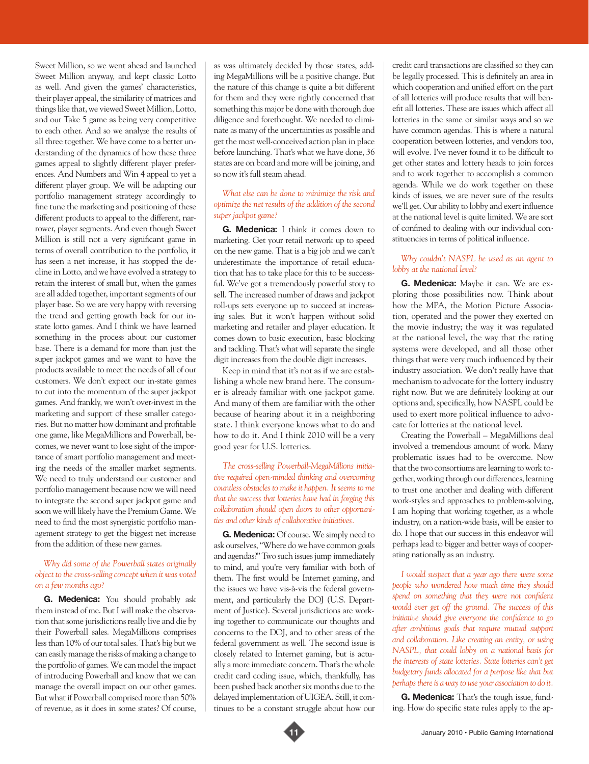Sweet Million, so we went ahead and launched Sweet Million anyway, and kept classic Lotto as well. And given the games' characteristics, their player appeal, the similarity of matrices and things like that, we viewed Sweet Million, Lotto, and our Take 5 game as being very competitive to each other. And so we analyze the results of all three together. We have come to a better understanding of the dynamics of how these three games appeal to slightly different player preferences. And Numbers and Win 4 appeal to yet a different player group. We will be adapting our portfolio management strategy accordingly to fine tune the marketing and positioning of these different products to appeal to the different, narrower, player segments. And even though Sweet Million is still not a very significant game in terms of overall contribution to the portfolio, it has seen a net increase, it has stopped the decline in Lotto, and we have evolved a strategy to retain the interest of small but, when the games are all added together, important segments of our player base. So we are very happy with reversing the trend and getting growth back for our in-state lotto games. And I think we have learned something in the process about our customer base. There is a demand for more than just the super jackpot games and we want to have the products available to meet the needs of all of our customers. We don't expect our in-state games to cut into the momentum of the super jackpot games. And frankly, we won't over-invest in the marketing and support of these smaller categories. But no matter how dominant and profitable one game, like MegaMillions and Powerball, becomes, we never want to lose sight of the importance of smart portfolio management and meeting the needs of the smaller market segments. We need to truly understand our customer and portfolio management because now we will need to integrate the second super jackpot game and soon we will likely have the Premium Game. We need to find the most synergistic portfolio management strategy to get the biggest net increase from the addition of these new games.

*Why did some of the Powerball states originally object to the cross-selling concept when it was voted on a few months ago?*

**G. Medenica:** You should probably ask them instead of me. But I will make the observation that some jurisdictions really live and die by their Powerball sales. MegaMillions comprises less than 10% of our total sales. That's big but we can easily manage the risks of making a change to the portfolio of games. We can model the impact of introducing Powerball and know that we can manage the overall impact on our other games. But what if Powerball comprised more than 50% of revenue, as it does in some states? Of course, as was ultimately decided by those states, adding MegaMillions will be a positive change. But the nature of this change is quite a bit different for them and they were rightly concerned that something this major be done with thorough due diligence and forethought. We needed to eliminate as many of the uncertainties as possible and get the most well-conceived action plan in place before launching. That's what we have done, 36 states are on board and more will be joining, and so now it's full steam ahead.

*What else can be done to minimize the risk and optimize the net results of the addition of the second super jackpot game?*

**G. Medenica:** I think it comes down to marketing. Get your retail network up to speed on the new game. That is a big job and we can't underestimate the importance of retail education that has to take place for this to be successful. We've got a tremendously powerful story to sell. The increased number of draws and jackpot roll-ups sets everyone up to succeed at increasing sales. But it won't happen without solid marketing and retailer and player education. It comes down to basic execution, basic blocking and tackling. That's what will separate the single digit increases from the double digit increases.

Keep in mind that it's not as if we are establishing a whole new brand here. The consumer is already familiar with one jackpot game. And many of them are familiar with the other because of hearing about it in a neighboring state. I think everyone knows what to do and how to do it. And I think 2010 will be a very good year for U.S. lotteries.

*The cross-selling Powerball-MegaMillions initiative required open-minded thinking and overcoming countless obstacles to make it happen. It seems to me that the success that lotteries have had in forging this collaboration should open doors to other opportunities and other kinds of collaborative initiatives.*

**G. Medenica:** Of course. We simply need to ask ourselves, "Where do we have common goals and agendas?" Two such issues jump immediately to mind, and you're very familiar with both of them. The first would be Internet gaming, and the issues we have vis-à-vis the federal government, and particularly the DOJ (U.S. Department of Justice). Several jurisdictions are working together to communicate our thoughts and concerns to the DOJ, and to other areas of the federal government as well. The second issue is closely related to Internet gaming, but is actually a more immediate concern. That's the whole credit card coding issue, which, thankfully, has been pushed back another six months due to the delayed implementation of UIGEA. Still, it continues to be a constant struggle about how our credit card transactions are classified so they can be legally processed. This is definitely an area in which cooperation and unified effort on the part of all lotteries will produce results that will benefit all lotteries. These are issues which affect all lotteries in the same or similar ways and so we have common agendas. This is where a natural cooperation between lotteries, and vendors too, will evolve. I've never found it to be difficult to get other states and lottery heads to join forces and to work together to accomplish a common agenda. While we do work together on these kinds of issues, we are never sure of the results we'll get. Our ability to lobby and exert influence at the national level is quite limited. We are sort of confined to dealing with our individual constituencies in terms of political influence.

*Why couldn't NASPL be used as an agent to lobby at the national level?*

**G. Medenica:** Maybe it can. We are exploring those possibilities now. Think about how the MPA, the Motion Picture Association, operated and the power they exerted on the movie industry; the way it was regulated at the national level, the way that the rating systems were developed, and all those other things that were very much influenced by their industry association. We don't really have that mechanism to advocate for the lottery industry right now. But we are definitely looking at our options and, specifically, how NASPL could be used to exert more political influence to advocate for lotteries at the national level.

Creating the Powerball – MegaMillions deal involved a tremendous amount of work. Many problematic issues had to be overcome. Now that the two consortiums are learning to work together, working through our differences, learning to trust one another and dealing with different work-styles and approaches to problem-solving, I am hoping that working together, as a whole industry, on a nation-wide basis, will be easier to do. I hope that our success in this endeavor will perhaps lead to bigger and better ways of cooperating nationally as an industry.

*I would suspect that a year ago there were some people who wondered how much time they should spend on something that they were not confident would ever get off the ground. The success of this initiative should give everyone the confidence to go after ambitious goals that require mutual support and collaboration. Like creating an entity, or using NASPL, that could lobby on a national basis for the interests of state lotteries. State lotteries can't get budgetary funds allocated for a purpose like that but perhaps there is a way to use your association to do it.*

**G. Medenica:** That's the tough issue, funding. How do specific state rules apply to the ap-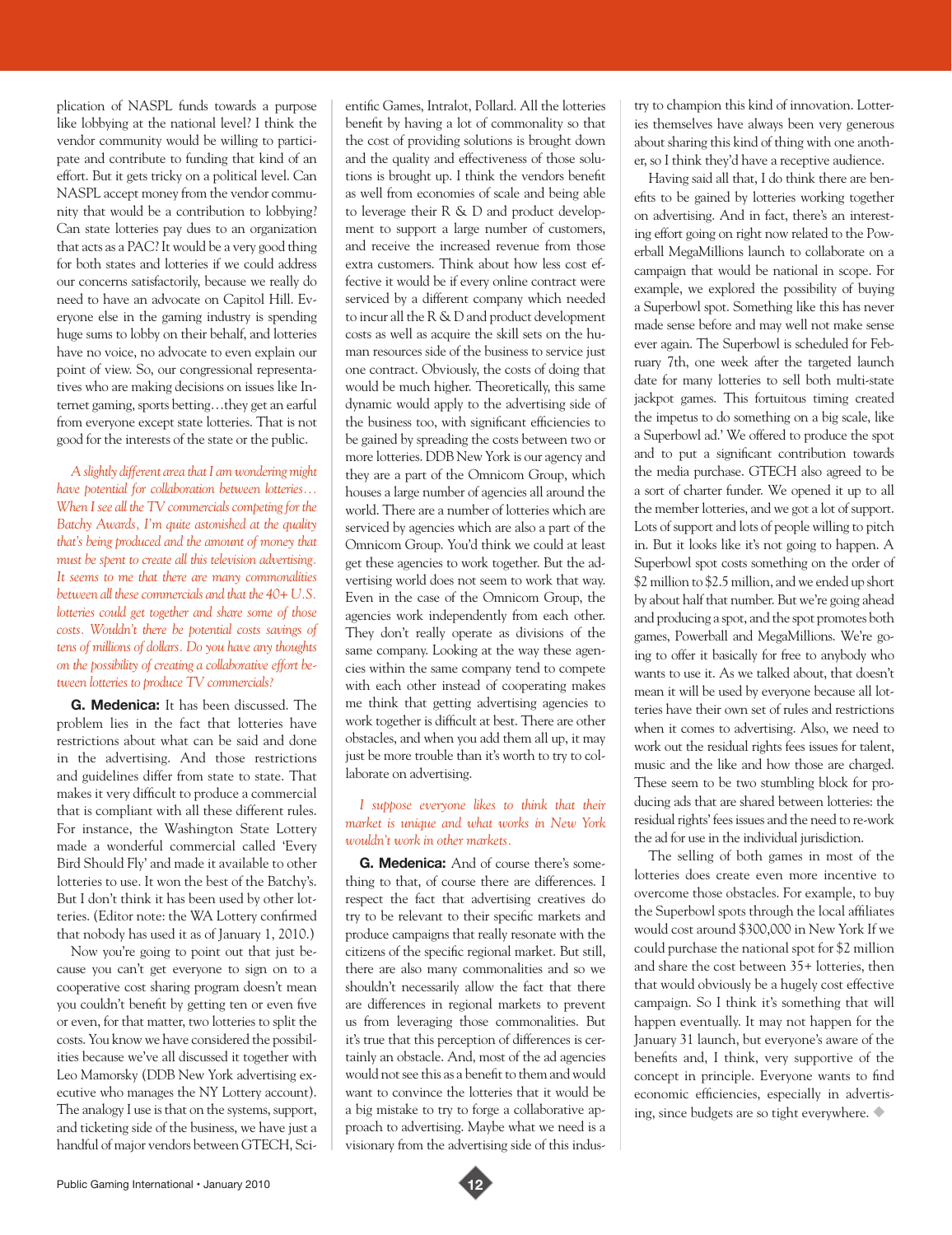plication of NASPL funds towards a purpose like lobbying at the national level? I think the vendor community would be willing to participate and contribute to funding that kind of an effort. But it gets tricky on a political level. Can NASPL accept money from the vendor community that would be a contribution to lobbying? Can state lotteries pay dues to an organization that acts as a PAC? It would be a very good thing for both states and lotteries if we could address our concerns satisfactorily, because we really do need to have an advocate on Capitol Hill. Everyone else in the gaming industry is spending huge sums to lobby on their behalf, and lotteries have no voice, no advocate to even explain our point of view. So, our congressional representatives who are making decisions on issues like Internet gaming, sports betting…they get an earful from everyone except state lotteries. That is not good for the interests of the state or the public.

*A slightly different area that I am wondering might have potential for collaboration between lotteries… When I see all the TV commercials competing for the Batchy Awards, I'm quite astonished at the quality that's being produced and the amount of money that must be spent to create all this television advertising. It seems to me that there are many commonalities between all these commercials and that the 40+ U.S. lotteries could get together and share some of those costs. Wouldn't there be potential costs savings of tens of millions of dollars. Do you have any thoughts on the possibility of creating a collaborative effort between lotteries to produce TV commercials?*

**G. Medenica:** It has been discussed. The problem lies in the fact that lotteries have restrictions about what can be said and done in the advertising. And those restrictions and guidelines differ from state to state. That makes it very difficult to produce a commercial that is compliant with all these different rules. For instance, the Washington State Lottery made a wonderful commercial called 'Every Bird Should Fly' and made it available to other lotteries to use. It won the best of the Batchy's. But I don't think it has been used by other lotteries. (Editor note: the WA Lottery confirmed that nobody has used it as of January 1, 2010.)

Now you're going to point out that just because you can't get everyone to sign on to a cooperative cost sharing program doesn't mean you couldn't benefit by getting ten or even five or even, for that matter, two lotteries to split the costs. You know we have considered the possibilities because we've all discussed it together with Leo Mamorsky (DDB New York advertising executive who manages the NY Lottery account). The analogy I use is that on the systems, support, and ticketing side of the business, we have just a handful of major vendors between GTECH, Scientific Games, Intralot, Pollard. All the lotteries benefit by having a lot of commonality so that the cost of providing solutions is brought down and the quality and effectiveness of those solutions is brought up. I think the vendors benefit as well from economies of scale and being able to leverage their R & D and product development to support a large number of customers, and receive the increased revenue from those extra customers. Think about how less cost effective it would be if every online contract were serviced by a different company which needed to incur all the R & D and product development costs as well as acquire the skill sets on the human resources side of the business to service just one contract. Obviously, the costs of doing that would be much higher. Theoretically, this same dynamic would apply to the advertising side of the business too, with significant efficiencies to be gained by spreading the costs between two or more lotteries. DDB New York is our agency and they are a part of the Omnicom Group, which houses a large number of agencies all around the world. There are a number of lotteries which are serviced by agencies which are also a part of the Omnicom Group. You'd think we could at least get these agencies to work together. But the advertising world does not seem to work that way. Even in the case of the Omnicom Group, the agencies work independently from each other. They don't really operate as divisions of the same company. Looking at the way these agencies within the same company tend to compete with each other instead of cooperating makes me think that getting advertising agencies to work together is difficult at best. There are other obstacles, and when you add them all up, it may just be more trouble than it's worth to try to collaborate on advertising.

*I suppose everyone likes to think that their market is unique and what works in New York wouldn't work in other markets.*

**G. Medenica:** And of course there's something to that, of course there are differences. I respect the fact that advertising creatives do try to be relevant to their specific markets and produce campaigns that really resonate with the citizens of the specific regional market. But still, there are also many commonalities and so we shouldn't necessarily allow the fact that there are differences in regional markets to prevent us from leveraging those commonalities. But it's true that this perception of differences is certainly an obstacle. And, most of the ad agencies would not see this as a benefit to them and would want to convince the lotteries that it would be a big mistake to try to forge a collaborative approach to advertising. Maybe what we need is a visionary from the advertising side of this industry to champion this kind of innovation. Lotteries themselves have always been very generous about sharing this kind of thing with one another, so I think they'd have a receptive audience.

Having said all that, I do think there are benefits to be gained by lotteries working together on advertising. And in fact, there's an interesting effort going on right now related to the Powerball MegaMillions launch to collaborate on a campaign that would be national in scope. For example, we explored the possibility of buying a Superbowl spot. Something like this has never made sense before and may well not make sense ever again. The Superbowl is scheduled for February 7th, one week after the targeted launch date for many lotteries to sell both multi-state jackpot games. This fortuitous timing created the impetus to do something on a big scale, like a Superbowl ad.' We offered to produce the spot and to put a significant contribution towards the media purchase. GTECH also agreed to be a sort of charter funder. We opened it up to all the member lotteries, and we got a lot of support. Lots of support and lots of people willing to pitch in. But it looks like it's not going to happen. A Superbowl spot costs something on the order of $2 million to $2.5 million, and we ended up short by about half that number. But we're going ahead and producing a spot, and the spot promotes both games, Powerball and MegaMillions. We're going to offer it basically for free to anybody who wants to use it. As we talked about, that doesn't mean it will be used by everyone because all lotteries have their own set of rules and restrictions when it comes to advertising. Also, we need to work out the residual rights fees issues for talent, music and the like and how those are charged. These seem to be two stumbling block for producing ads that are shared between lotteries: the residual rights' fees issues and the need to re-work the ad for use in the individual jurisdiction.

The selling of both games in most of the lotteries does create even more incentive to overcome those obstacles. For example, to buy the Superbowl spots through the local affiliates would cost around $300,000 in New York If we could purchase the national spot for $2 million and share the cost between 35+ lotteries, then that would obviously be a hugely cost effective campaign. So I think it's something that will happen eventually. It may not happen for the January 31 launch, but everyone's aware of the benefits and, I think, very supportive of the concept in principle. Everyone wants to find economic efficiencies, especially in advertising, since budgets are so tight everywhere. ◆